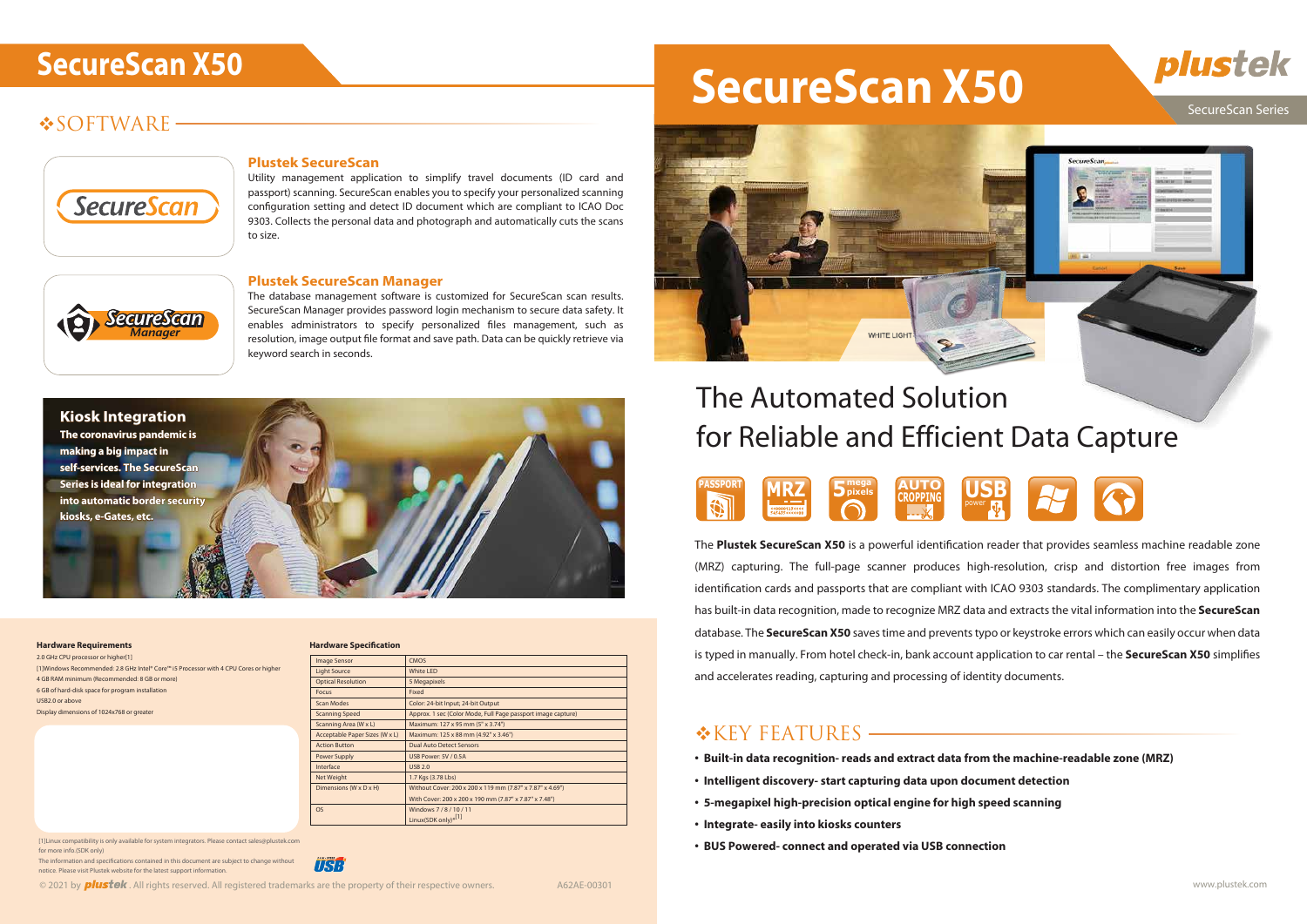# SecureScan X50

SecureScan Series

## The Automated Solution for Reliable and Efficient Data Capture

The **Plustek SecureScan X50** is a powerful identification reader that provides seamless machine readable zone (MRZ) capturing. The full-page scanner produces high-resolution, crisp and distortion free images from identification cards and passports that are compliant with ICAO 9303 standards. The complimentary application has built-in data recognition, made to recognize MRZ data and extracts the vital information into the **SecureScan** database. The **SecureScan X50** saves time and prevents typo or keystroke errors which can easily occur when data is typed in manually. From hotel check-in, bank account application to car rental – the **SecureScan X50** simplifies and accelerates reading, capturing and processing of identity documents.

## ❖KEY FEATURES

- **Built-in data recognition- reads and extract data from the machine-readable zone (MRZ)**
- **Intelligent discovery- start capturing data upon document detection**
- **5-megapixel high-precision optical engine for high speed scanning**
- **Integrate- easily into kiosks counters**
- **BUS Powered- connect and operated via USB connection**

## ❖SOFTWARE

### Plustek SecureScan

Utility management application to simplify travel documents (ID card and passport) scanning. SecureScan enables you to specify your personalized scanning configuration setting and detect ID document which are compliant to ICAO Doc 9303. Collects the personal data and photograph and automatically cuts the scans to size.

### Plustek SecureScan Manager

The database management software is customized for SecureScan scan results. SecureScan Manager provides password login mechanism to secure data safety. It enables administrators to specify personalized files management, such as resolution, image output file format and save path. Data can be quickly retrieve via keyword search in seconds.

### Kiosk Integration

**The coronavirus pandemic is making a big impact in self-services. The SecureScan Series is ideal for integration into automatic border security kiosks, e-Gates, etc.**

### Hardware Requirements

2.0 GHz CPU processor or higher[1]
[1]Windows Recommended: 2.8 GHz Intel® Core™ i5 Processor with 4 CPU Cores or higher
4 GB RAM minimum (Recommended: 8 GB or more)
6 GB of hard-disk space for program installation
USB2.0 or above
Display dimensions of 1024x768 or greater

### Hardware Specification

| | |
|---|---|
| Image Sensor | CMOS |
| Light Source | White LED |
| Optical Resolution | 5 Megapixels |
| Focus | Fixed |
| Scan Modes | Color: 24-bit Input; 24-bit Output |
| Scanning Speed | Approx. 1 sec (Color Mode, Full Page passport image capture) |
| Scanning Area (W x L) | Maximum: 127 x 95 mm (5" x 3.74") |
| Acceptable Paper Sizes (W x L) | Maximum: 125 x 88 mm (4.92" x 3.46") |
| Action Button | Dual Auto Detect Sensors |
| Power Supply | USB Power: 5V / 0.5A |
| Interface | USB 2.0 |
| Net Weight | 1.7 Kgs (3.78 Lbs) |
| Dimensions (W x D x H) | Without Cover: 200 x 200 x 119 mm (7.87" x 7.87" x 4.69")<br>With Cover: 200 x 200 x 190 mm (7.87" x 7.87" x 7.48") |
| OS | Windows 7 / 8 / 10 / 11<br>Linux(SDK only)*[1] |

[1]Linux compatibility is only available for system integrators. Please contact sales@plustek.com for more info.(SDK only)

The information and specifications contained in this document are subject to change without notice. Please visit Plustek website for the latest support information.

© 2021 by plustek. All rights reserved. All registered trademarks are the property of their respective owners. A62AE-00301

www.plustek.com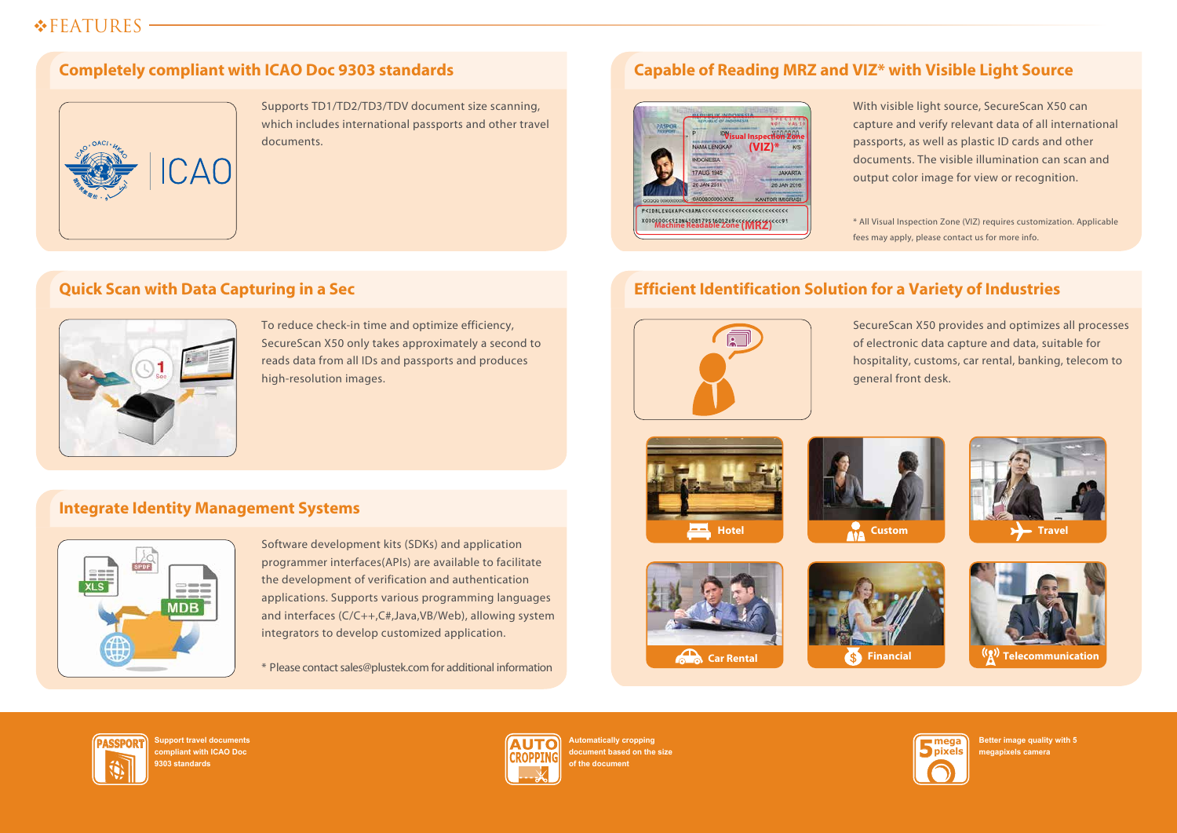# ❖FEATURES

## Completely compliant with ICAO Doc 9303 standards

Supports TD1/TD2/TD3/TDV document size scanning, which includes international passports and other travel documents.

## Capable of Reading MRZ and VIZ* with Visible Light Source

With visible light source, SecureScan X50 can capture and verify relevant data of all international passports, as well as plastic ID cards and other documents. The visible illumination can scan and output color image for view or recognition.

* All Visual Inspection Zone (VIZ) requires customization. Applicable fees may apply, please contact us for more info.

## Quick Scan with Data Capturing in a Sec

To reduce check-in time and optimize efficiency, SecureScan X50 only takes approximately a second to reads data from all IDs and passports and produces high-resolution images.

## Efficient Identification Solution for a Variety of Industries

SecureScan X50 provides and optimizes all processes of electronic data capture and data, suitable for hospitality, customs, car rental, banking, telecom to general front desk.

Hotel

Custom

Travel

Car Rental

Financial

Telecommunication

## Integrate Identity Management Systems

Software development kits (SDKs) and application programmer interfaces(APIs) are available to facilitate the development of verification and authentication applications. Supports various programming languages and interfaces (C/C++,C#,Java,VB/Web), allowing system integrators to develop customized application.

* Please contact sales@plustek.com for additional information

Support travel documents compliant with ICAO Doc 9303 standards

Automatically cropping document based on the size of the document

Better image quality with 5 megapixels camera